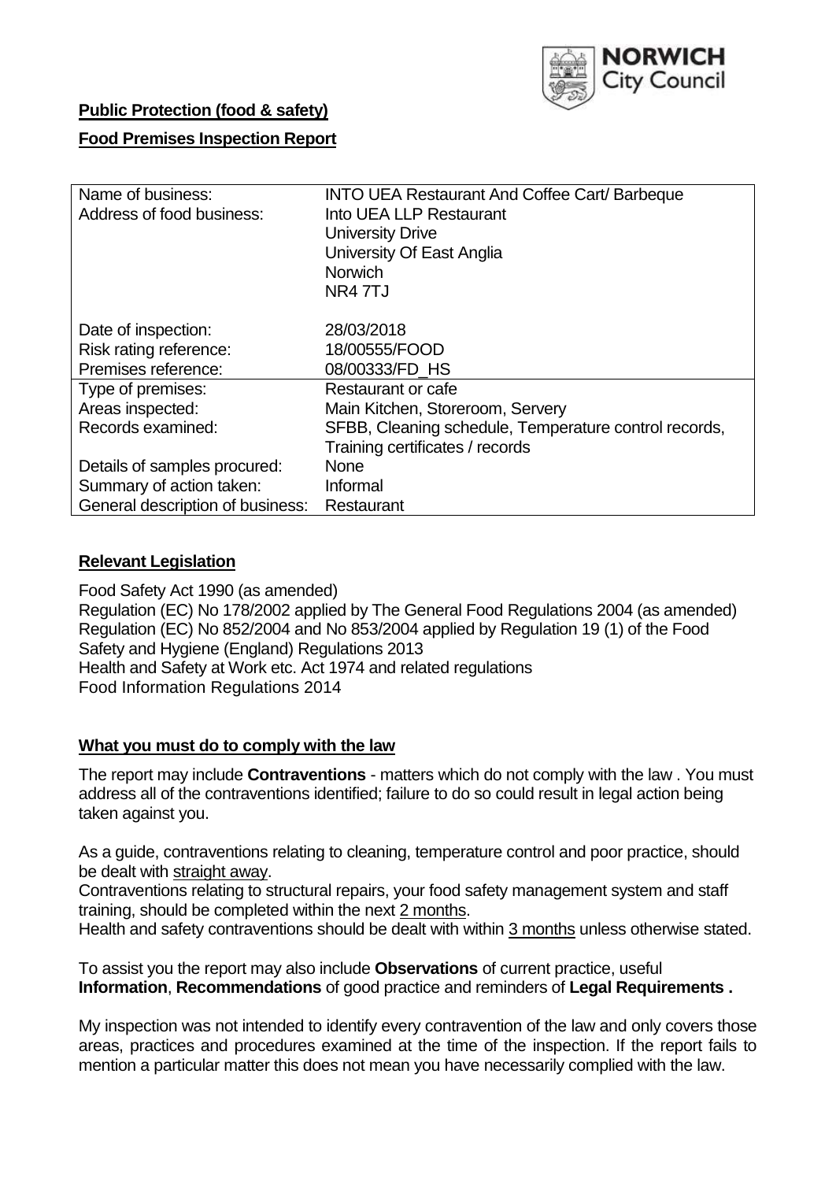**Public Protection (food & safety)**

**Food Premises Inspection Report**

| Name of business: | INTO UEA Restaurant And Coffee Cart/ Barbeque |
|---|---|
| Address of food business: | Into UEA LLP Restaurant<br>University Drive<br>University Of East Anglia<br>Norwich<br>NR4 7TJ |
| Date of inspection: | 28/03/2018 |
| Risk rating reference: | 18/00555/FOOD |
| Premises reference: | 08/00333/FD_HS |
| Type of premises: | Restaurant or cafe |
| Areas inspected: | Main Kitchen, Storeroom, Servery |
| Records examined: | SFBB, Cleaning schedule, Temperature control records, Training certificates / records |
| Details of samples procured: | None |
| Summary of action taken: | Informal |
| General description of business: | Restaurant |

## **Relevant Legislation**

Food Safety Act 1990 (as amended)
Regulation (EC) No 178/2002 applied by The General Food Regulations 2004 (as amended)
Regulation (EC) No 852/2004 and No 853/2004 applied by Regulation 19 (1) of the Food Safety and Hygiene (England) Regulations 2013
Health and Safety at Work etc. Act 1974 and related regulations
Food Information Regulations 2014

## **What you must do to comply with the law**

The report may include **Contraventions** - matters which do not comply with the law . You must address all of the contraventions identified; failure to do so could result in legal action being taken against you.

As a guide, contraventions relating to cleaning, temperature control and poor practice, should be dealt with straight away.

Contraventions relating to structural repairs, your food safety management system and staff training, should be completed within the next 2 months.

Health and safety contraventions should be dealt with within 3 months unless otherwise stated.

To assist you the report may also include **Observations** of current practice, useful **Information**, **Recommendations** of good practice and reminders of **Legal Requirements .**

My inspection was not intended to identify every contravention of the law and only covers those areas, practices and procedures examined at the time of the inspection. If the report fails to mention a particular matter this does not mean you have necessarily complied with the law.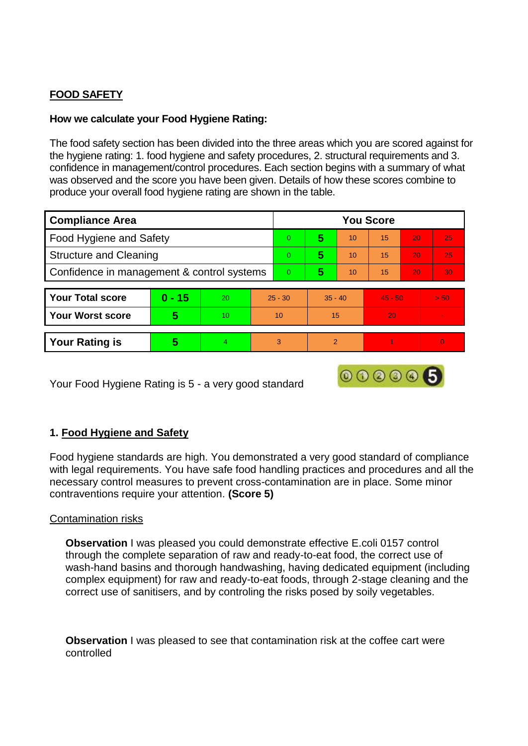**FOOD SAFETY**

**How we calculate your Food Hygiene Rating:**

The food safety section has been divided into the three areas which you are scored against for the hygiene rating: 1. food hygiene and safety procedures, 2. structural requirements and 3. confidence in management/control procedures. Each section begins with a summary of what was observed and the score you have been given. Details of how these scores combine to produce your overall food hygiene rating are shown in the table.

| Compliance Area | You Score | | | | | |
|---|---|---|---|---|---|---|
| Food Hygiene and Safety | 0 | **5** | 10 | 15 | 20 | 25 |
| Structure and Cleaning | 0 | **5** | 10 | 15 | 20 | 25 |
| Confidence in management & control systems | 0 | **5** | 10 | 15 | 20 | 30 |

| | | | | | | |
|---|---|---|---|---|---|---|
| **Your Total score** | **0 - 15** | 20 | 25 - 30 | 35 - 40 | 45 - 50 | > 50 |
| **Your Worst score** | **5** | 10 | 10 | 15 | 20 | - |
| **Your Rating is** | **5** | 4 | 3 | 2 | 1 | 0 |

Your Food Hygiene Rating is 5 - a very good standard

## 1. Food Hygiene and Safety

Food hygiene standards are high. You demonstrated a very good standard of compliance with legal requirements. You have safe food handling practices and procedures and all the necessary control measures to prevent cross-contamination are in place. Some minor contraventions require your attention. **(Score 5)**

### Contamination risks

**Observation** I was pleased you could demonstrate effective E.coli 0157 control through the complete separation of raw and ready-to-eat food, the correct use of wash-hand basins and thorough handwashing, having dedicated equipment (including complex equipment) for raw and ready-to-eat foods, through 2-stage cleaning and the correct use of sanitisers, and by controling the risks posed by soily vegetables.

**Observation** I was pleased to see that contamination risk at the coffee cart were controlled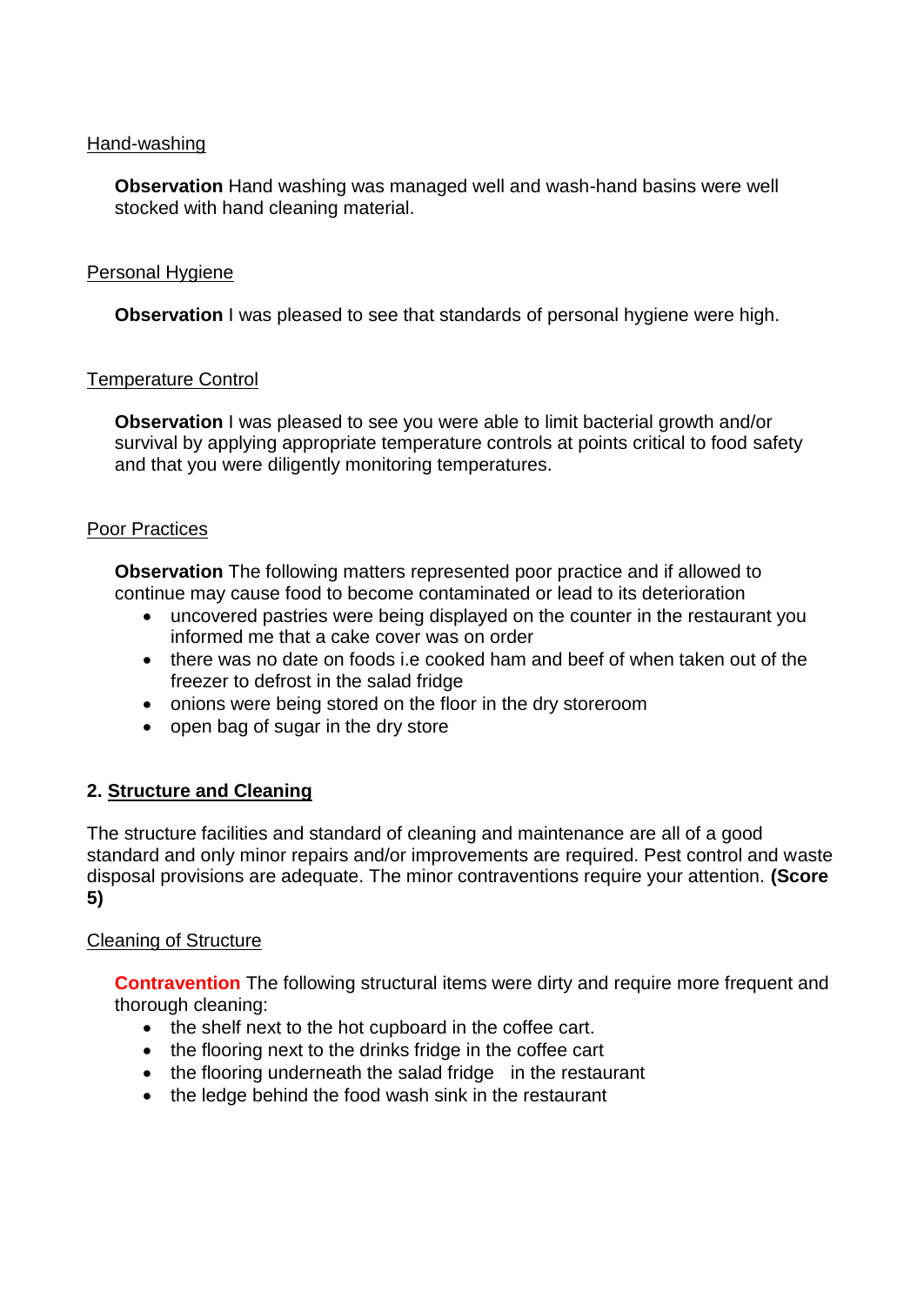Hand-washing

**Observation** Hand washing was managed well and wash-hand basins were well stocked with hand cleaning material.

Personal Hygiene

**Observation** I was pleased to see that standards of personal hygiene were high.

Temperature Control

**Observation** I was pleased to see you were able to limit bacterial growth and/or survival by applying appropriate temperature controls at points critical to food safety and that you were diligently monitoring temperatures.

Poor Practices

**Observation** The following matters represented poor practice and if allowed to continue may cause food to become contaminated or lead to its deterioration

- uncovered pastries were being displayed on the counter in the restaurant you informed me that a cake cover was on order
- there was no date on foods i.e cooked ham and beef of when taken out of the freezer to defrost in the salad fridge
- onions were being stored on the floor in the dry storeroom
- open bag of sugar in the dry store

## 2. Structure and Cleaning

The structure facilities and standard of cleaning and maintenance are all of a good standard and only minor repairs and/or improvements are required. Pest control and waste disposal provisions are adequate. The minor contraventions require your attention. **(Score 5)**

Cleaning of Structure

**Contravention** The following structural items were dirty and require more frequent and thorough cleaning:

- the shelf next to the hot cupboard in the coffee cart.
- the flooring next to the drinks fridge in the coffee cart
- the flooring underneath the salad fridge in the restaurant
- the ledge behind the food wash sink in the restaurant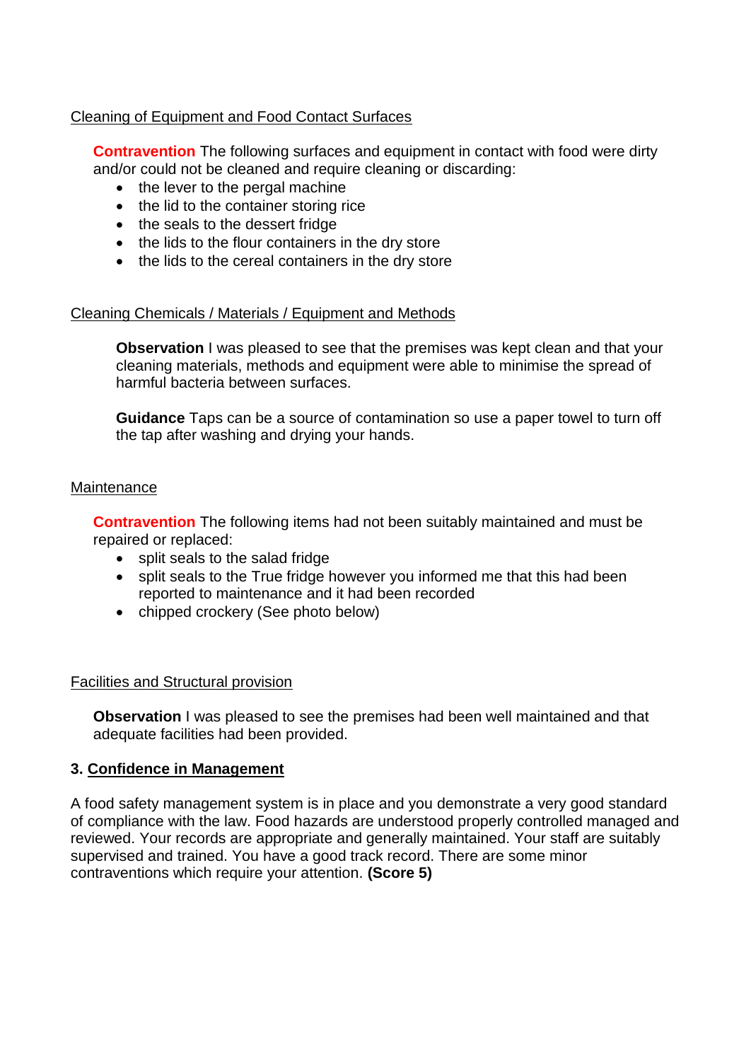Cleaning of Equipment and Food Contact Surfaces

**Contravention** The following surfaces and equipment in contact with food were dirty and/or could not be cleaned and require cleaning or discarding:

- the lever to the pergal machine
- the lid to the container storing rice
- the seals to the dessert fridge
- the lids to the flour containers in the dry store
- the lids to the cereal containers in the dry store

Cleaning Chemicals / Materials / Equipment and Methods

**Observation** I was pleased to see that the premises was kept clean and that your cleaning materials, methods and equipment were able to minimise the spread of harmful bacteria between surfaces.

**Guidance** Taps can be a source of contamination so use a paper towel to turn off the tap after washing and drying your hands.

Maintenance

**Contravention** The following items had not been suitably maintained and must be repaired or replaced:

- split seals to the salad fridge
- split seals to the True fridge however you informed me that this had been reported to maintenance and it had been recorded
- chipped crockery (See photo below)

Facilities and Structural provision

**Observation** I was pleased to see the premises had been well maintained and that adequate facilities had been provided.

## 3. Confidence in Management

A food safety management system is in place and you demonstrate a very good standard of compliance with the law. Food hazards are understood properly controlled managed and reviewed. Your records are appropriate and generally maintained. Your staff are suitably supervised and trained. You have a good track record. There are some minor contraventions which require your attention. **(Score 5)**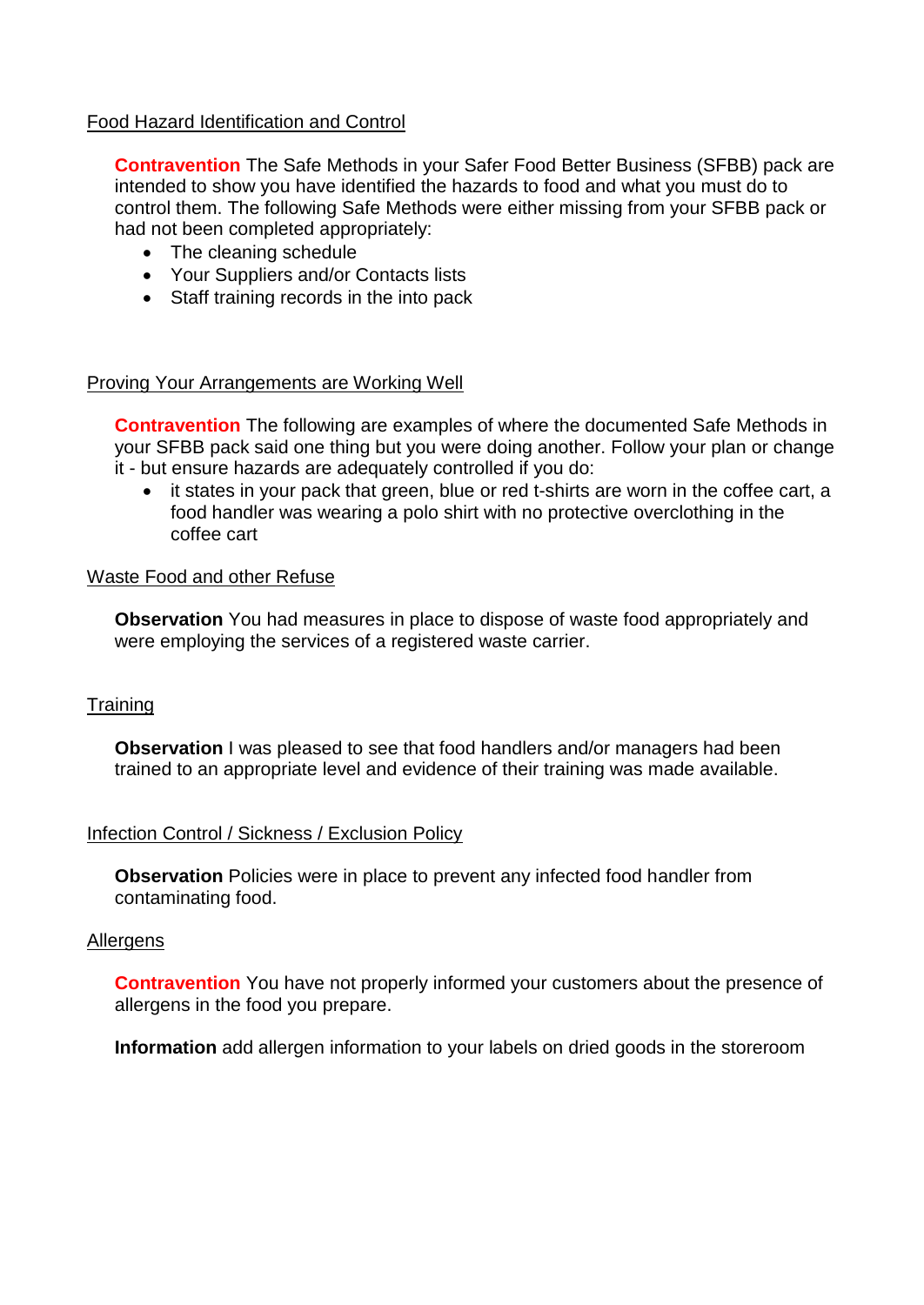Food Hazard Identification and Control

**Contravention** The Safe Methods in your Safer Food Better Business (SFBB) pack are intended to show you have identified the hazards to food and what you must do to control them. The following Safe Methods were either missing from your SFBB pack or had not been completed appropriately:

- The cleaning schedule
- Your Suppliers and/or Contacts lists
- Staff training records in the into pack

Proving Your Arrangements are Working Well

**Contravention** The following are examples of where the documented Safe Methods in your SFBB pack said one thing but you were doing another. Follow your plan or change it - but ensure hazards are adequately controlled if you do:

- it states in your pack that green, blue or red t-shirts are worn in the coffee cart, a food handler was wearing a polo shirt with no protective overclothing in the coffee cart

Waste Food and other Refuse

**Observation** You had measures in place to dispose of waste food appropriately and were employing the services of a registered waste carrier.

Training

**Observation** I was pleased to see that food handlers and/or managers had been trained to an appropriate level and evidence of their training was made available.

Infection Control / Sickness / Exclusion Policy

**Observation** Policies were in place to prevent any infected food handler from contaminating food.

Allergens

**Contravention** You have not properly informed your customers about the presence of allergens in the food you prepare.

**Information** add allergen information to your labels on dried goods in the storeroom